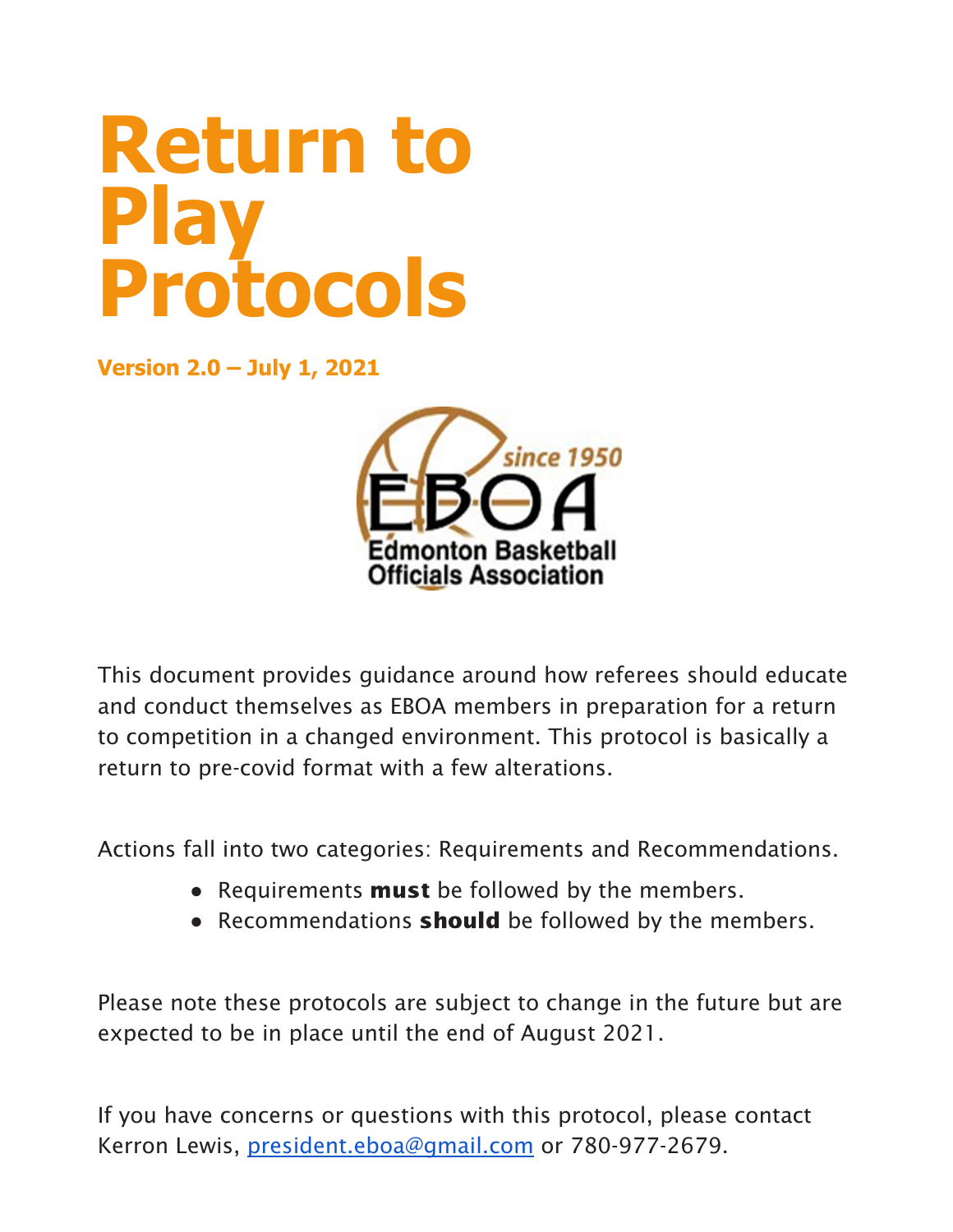# Return to Play Protocols

**Version 2.0 – July 1, 2021**

This document provides guidance around how referees should educate and conduct themselves as EBOA members in preparation for a return to competition in a changed environment. This protocol is basically a return to pre-covid format with a few alterations.

Actions fall into two categories: Requirements and Recommendations.

- Requirements **must** be followed by the members.
- Recommendations **should** be followed by the members.

Please note these protocols are subject to change in the future but are expected to be in place until the end of August 2021.

If you have concerns or questions with this protocol, please contact Kerron Lewis, president.eboa@gmail.com or 780-977-2679.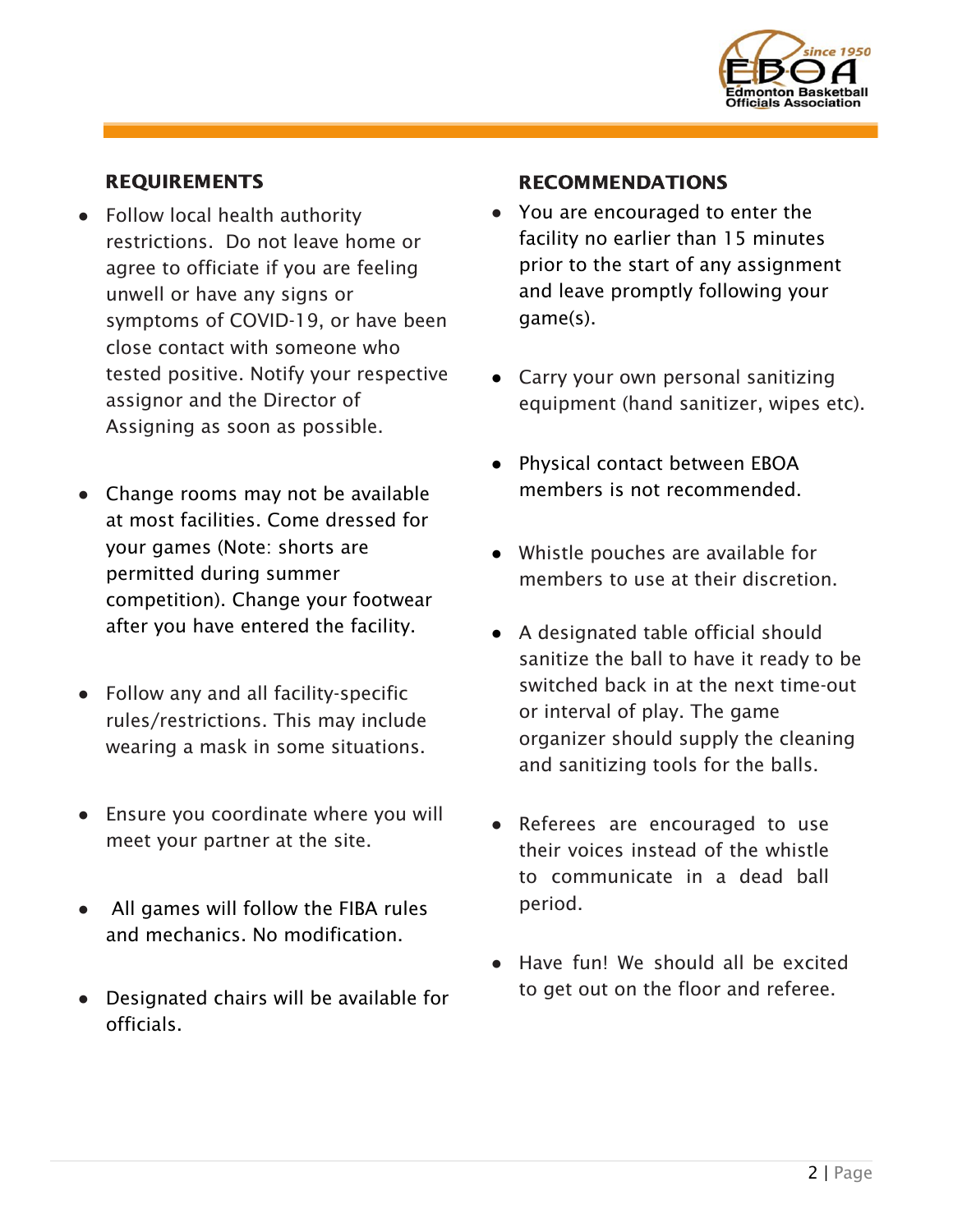## REQUIREMENTS

- Follow local health authority restrictions. Do not leave home or agree to officiate if you are feeling unwell or have any signs or symptoms of COVID-19, or have been close contact with someone who tested positive. Notify your respective assignor and the Director of Assigning as soon as possible.
- Change rooms may not be available at most facilities. Come dressed for your games (Note: shorts are permitted during summer competition). Change your footwear after you have entered the facility.
- Follow any and all facility-specific rules/restrictions. This may include wearing a mask in some situations.
- Ensure you coordinate where you will meet your partner at the site.
- All games will follow the FIBA rules and mechanics. No modification.
- Designated chairs will be available for officials.

## RECOMMENDATIONS

- You are encouraged to enter the facility no earlier than 15 minutes prior to the start of any assignment and leave promptly following your game(s).
- Carry your own personal sanitizing equipment (hand sanitizer, wipes etc).
- Physical contact between EBOA members is not recommended.
- Whistle pouches are available for members to use at their discretion.
- A designated table official should sanitize the ball to have it ready to be switched back in at the next time-out or interval of play. The game organizer should supply the cleaning and sanitizing tools for the balls.
- Referees are encouraged to use their voices instead of the whistle to communicate in a dead ball period.
- Have fun! We should all be excited to get out on the floor and referee.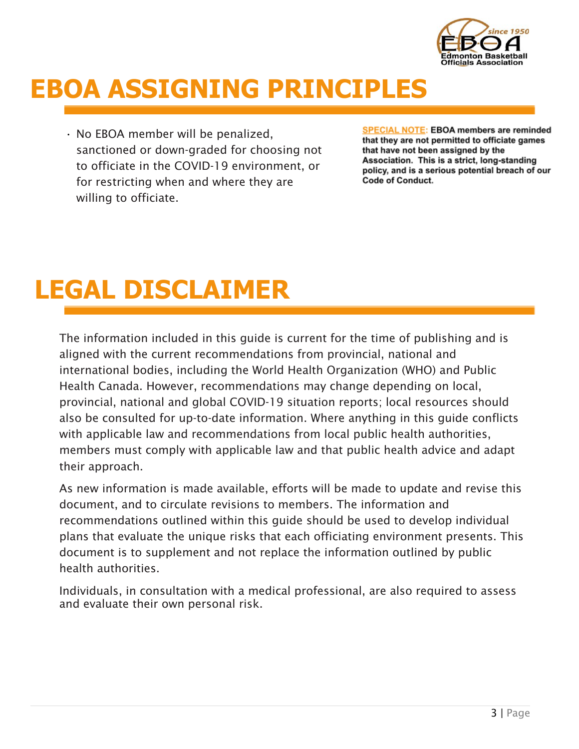# EBOA ASSIGNING PRINCIPLES

- No EBOA member will be penalized, sanctioned or down-graded for choosing not to officiate in the COVID-19 environment, or for restricting when and where they are willing to officiate.

**SPECIAL NOTE: EBOA members are reminded that they are not permitted to officiate games that have not been assigned by the Association. This is a strict, long-standing policy, and is a serious potential breach of our Code of Conduct.**

# LEGAL DISCLAIMER

The information included in this guide is current for the time of publishing and is aligned with the current recommendations from provincial, national and international bodies, including the World Health Organization (WHO) and Public Health Canada. However, recommendations may change depending on local, provincial, national and global COVID-19 situation reports; local resources should also be consulted for up-to-date information. Where anything in this guide conflicts with applicable law and recommendations from local public health authorities, members must comply with applicable law and that public health advice and adapt their approach.

As new information is made available, efforts will be made to update and revise this document, and to circulate revisions to members. The information and recommendations outlined within this guide should be used to develop individual plans that evaluate the unique risks that each officiating environment presents. This document is to supplement and not replace the information outlined by public health authorities.

Individuals, in consultation with a medical professional, are also required to assess and evaluate their own personal risk.